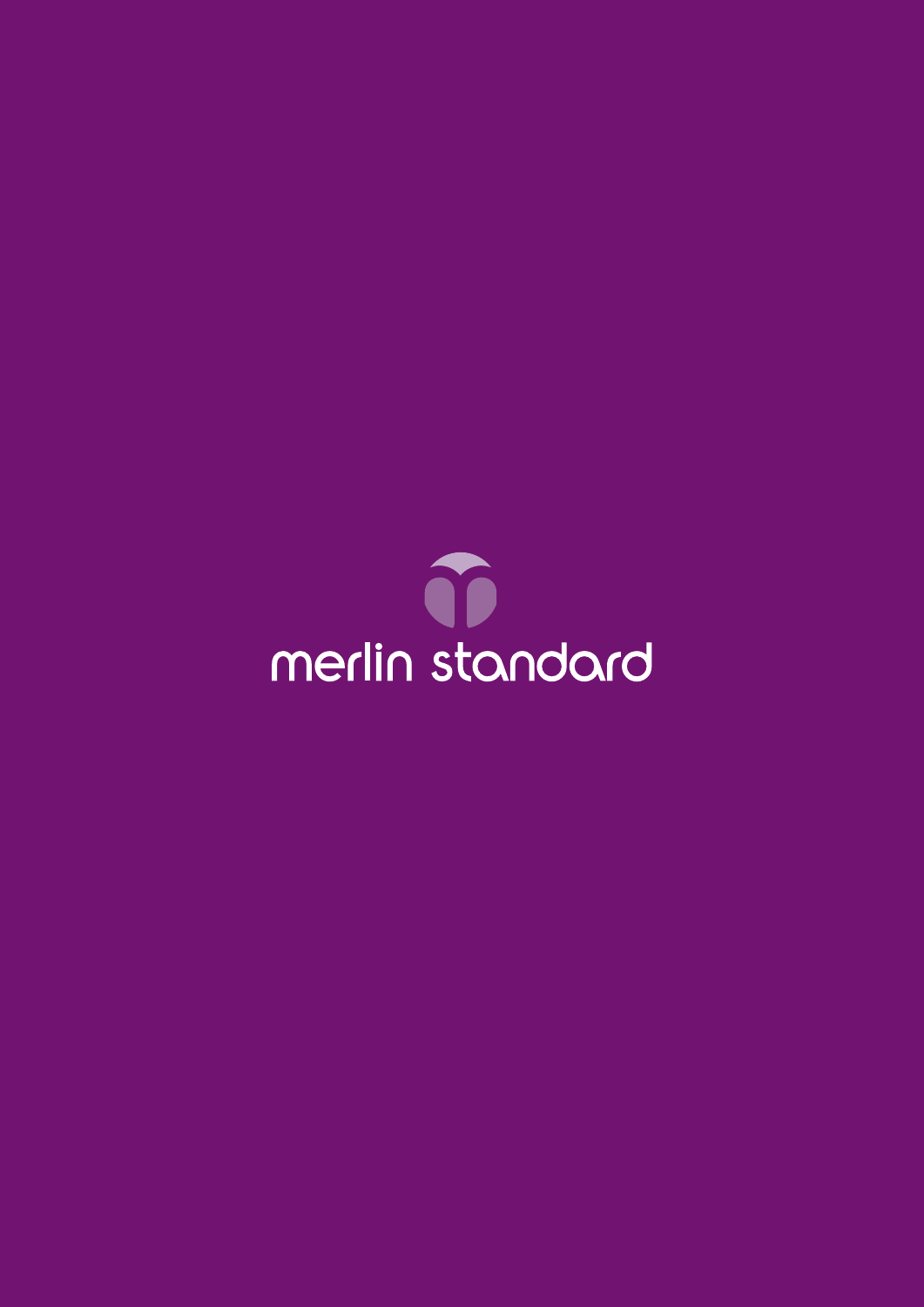merlin standard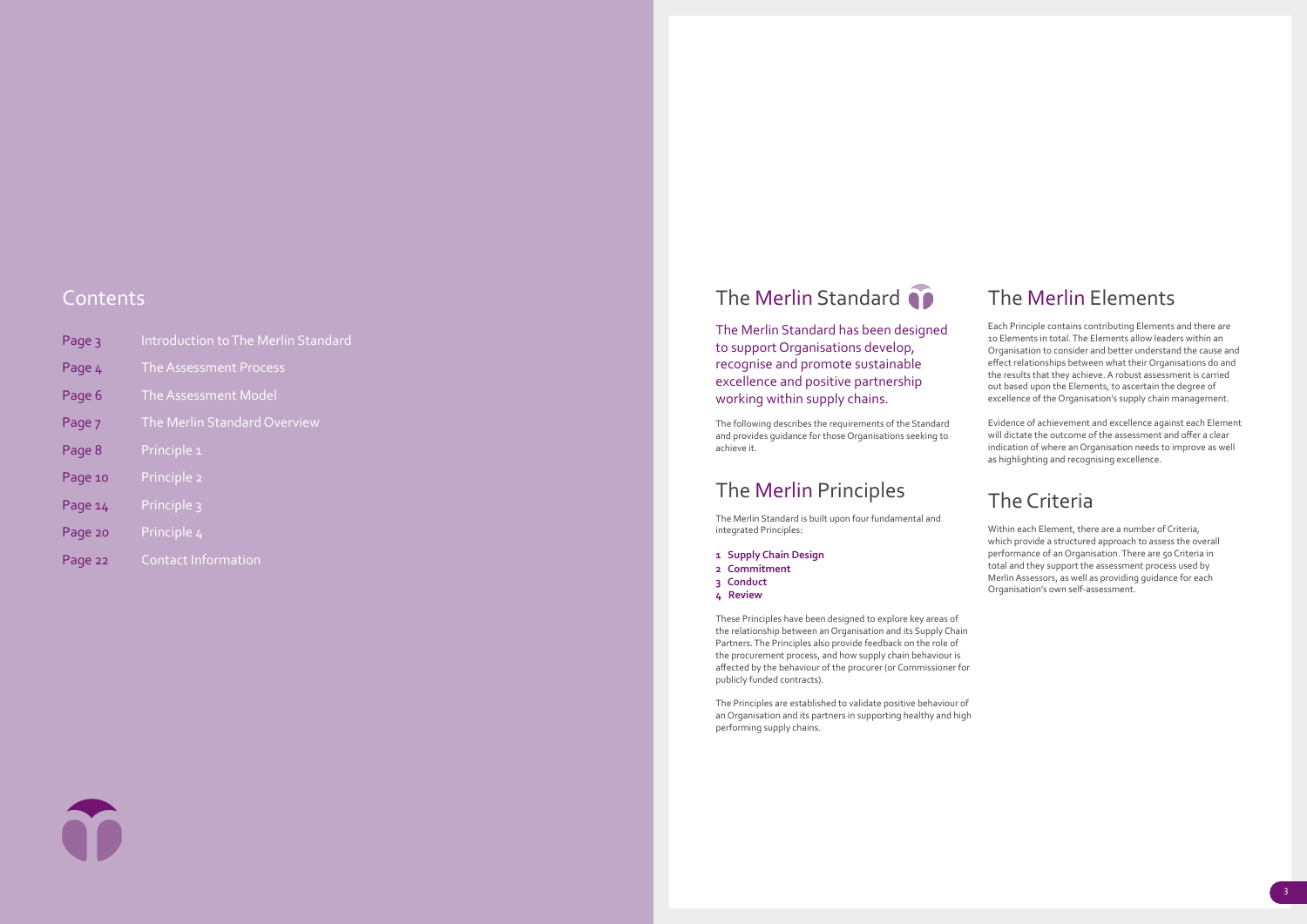## Contents

| | |
|---|---|
| Page 3 | Introduction to The Merlin Standard |
| Page 4 | The Assessment Process |
| Page 6 | The Assessment Model |
| Page 7 | The Merlin Standard Overview |
| Page 8 | Principle 1 |
| Page 10 | Principle 2 |
| Page 14 | Principle 3 |
| Page 20 | Principle 4 |
| Page 22 | Contact Information |

# The Merlin Standard

The Merlin Standard has been designed to support Organisations develop, recognise and promote sustainable excellence and positive partnership working within supply chains.

The following describes the requirements of the Standard and provides guidance for those Organisations seeking to achieve it.

## The Merlin Principles

The Merlin Standard is built upon four fundamental and integrated Principles:

1. **Supply Chain Design**
2. **Commitment**
3. **Conduct**
4. **Review**

These Principles have been designed to explore key areas of the relationship between an Organisation and its Supply Chain Partners. The Principles also provide feedback on the role of the procurement process, and how supply chain behaviour is affected by the behaviour of the procurer (or Commissioner for publicly funded contracts).

The Principles are established to validate positive behaviour of an Organisation and its partners in supporting healthy and high performing supply chains.

## The Merlin Elements

Each Principle contains contributing Elements and there are 10 Elements in total. The Elements allow leaders within an Organisation to consider and better understand the cause and effect relationships between what their Organisations do and the results that they achieve. A robust assessment is carried out based upon the Elements, to ascertain the degree of excellence of the Organisation's supply chain management.

Evidence of achievement and excellence against each Element will dictate the outcome of the assessment and offer a clear indication of where an Organisation needs to improve as well as highlighting and recognising excellence.

## The Criteria

Within each Element, there are a number of Criteria, which provide a structured approach to assess the overall performance of an Organisation. There are 50 Criteria in total and they support the assessment process used by Merlin Assessors, as well as providing guidance for each Organisation's own self-assessment.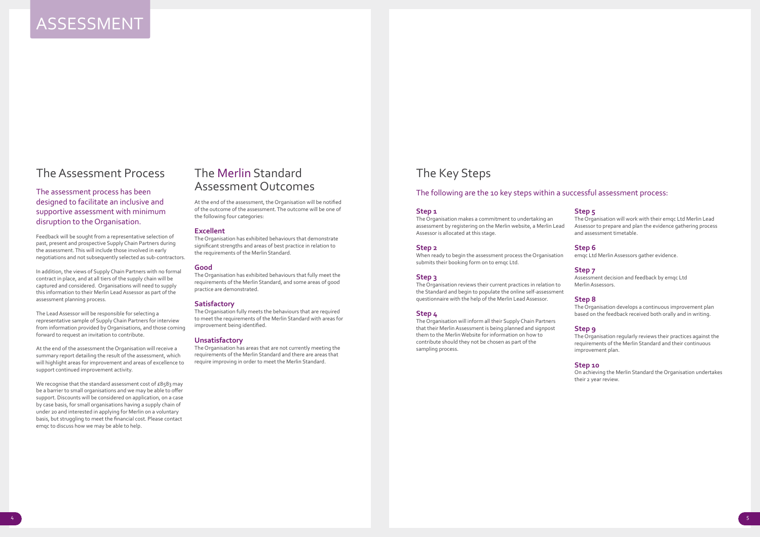# ASSESSMENT

## The Assessment Process

### The assessment process has been designed to facilitate an inclusive and supportive assessment with minimum disruption to the Organisation.

Feedback will be sought from a representative selection of past, present and prospective Supply Chain Partners during the assessment. This will include those involved in early negotiations and not subsequently selected as sub-contractors.

In addition, the views of Supply Chain Partners with no formal contract in place, and at all tiers of the supply chain will be captured and considered. Organisations will need to supply this information to their Merlin Lead Assessor as part of the assessment planning process.

The Lead Assessor will be responsible for selecting a representative sample of Supply Chain Partners for interview from information provided by Organisations, and those coming forward to request an invitation to contribute.

At the end of the assessment the Organisation will receive a summary report detailing the result of the assessment, which will highlight areas for improvement and areas of excellence to support continued improvement activity.

We recognise that the standard assessment cost of £8583 may be a barrier to small organisations and we may be able to offer support. Discounts will be considered on application, on a case by case basis, for small organisations having a supply chain of under 20 and interested in applying for Merlin on a voluntary basis, but struggling to meet the financial cost. Please contact emqc to discuss how we may be able to help.

## The Merlin Standard Assessment Outcomes

At the end of the assessment, the Organisation will be notified of the outcome of the assessment. The outcome will be one of the following four categories:

### Excellent

The Organisation has exhibited behaviours that demonstrate significant strengths and areas of best practice in relation to the requirements of the Merlin Standard.

### Good

The Organisation has exhibited behaviours that fully meet the requirements of the Merlin Standard, and some areas of good practice are demonstrated.

### Satisfactory

The Organisation fully meets the behaviours that are required to meet the requirements of the Merlin Standard with areas for improvement being identified.

### Unsatisfactory

The Organisation has areas that are not currently meeting the requirements of the Merlin Standard and there are areas that require improving in order to meet the Merlin Standard.

## The Key Steps

### The following are the 10 key steps within a successful assessment process:

**Step 1**

The Organisation makes a commitment to undertaking an assessment by registering on the Merlin website, a Merlin Lead Assessor is allocated at this stage.

**Step 2**

When ready to begin the assessment process the Organisation submits their booking form on to emqc Ltd.

**Step 3**

The Organisation reviews their current practices in relation to the Standard and begin to populate the online self-assessment questionnaire with the help of the Merlin Lead Assessor.

**Step 4**

The Organisation will inform all their Supply Chain Partners that their Merlin Assessment is being planned and signpost them to the Merlin Website for information on how to contribute should they not be chosen as part of the sampling process.

**Step 5**

The Organisation will work with their emqc Ltd Merlin Lead Assessor to prepare and plan the evidence gathering process and assessment timetable.

**Step 6**

emqc Ltd Merlin Assessors gather evidence.

**Step 7**

Assessment decision and feedback by emqc Ltd Merlin Assessors.

**Step 8**

The Organisation develops a continuous improvement plan based on the feedback received both orally and in writing.

**Step 9**

The Organisation regularly reviews their practices against the requirements of the Merlin Standard and their continuous improvement plan.

**Step 10**

On achieving the Merlin Standard the Organisation undertakes their 2 year review.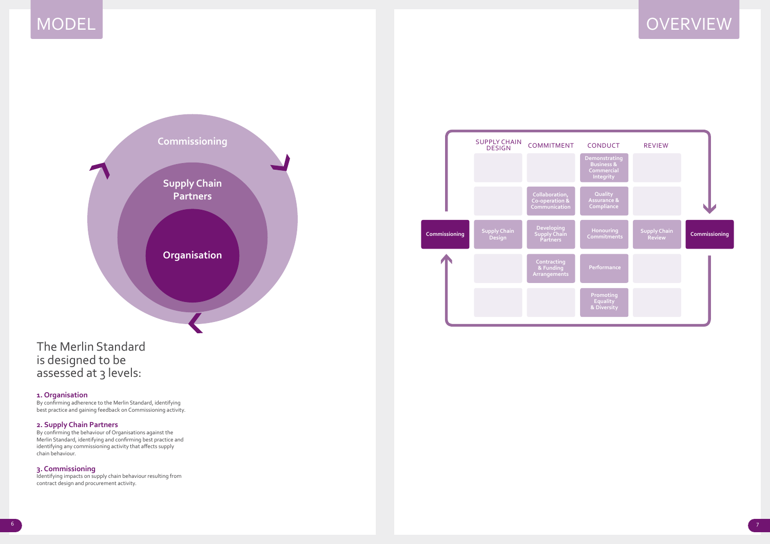# MODEL

Commissioning

Supply Chain Partners

Organisation

The Merlin Standard is designed to be assessed at 3 levels:

### 1. Organisation

By confirming adherence to the Merlin Standard, identifying best practice and gaining feedback on Commissioning activity.

### 2. Supply Chain Partners

By confirming the behaviour of Organisations against the Merlin Standard, identifying and confirming best practice and identifying any commissioning activity that affects supply chain behaviour.

### 3. Commissioning

Identifying impacts on supply chain behaviour resulting from contract design and procurement activity.

# OVERVIEW

| | SUPPLY CHAIN DESIGN | COMMITMENT | CONDUCT | REVIEW | |
|---|---|---|---|---|---|
| | | | Demonstrating Business & Commercial Integrity | | |
| | | Collaboration, Co-operation & Communication | Quality Assurance & Compliance | | |
| Commissioning | Supply Chain Design | Developing Supply Chain Partners | Honouring Commitments | Supply Chain Review | Commissioning |
| | | Contracting & Funding Arrangements | Performance | | |
| | | | Promoting Equality & Diversity | | |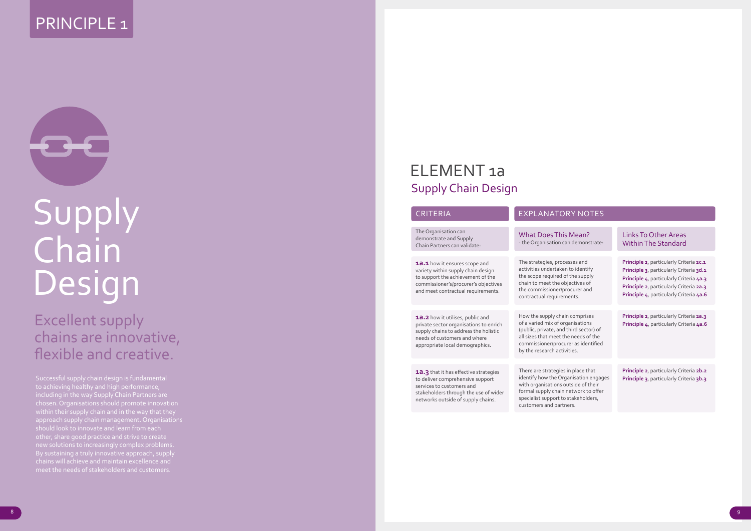# PRINCIPLE 1

# Supply Chain Design

## Excellent supply chains are innovative, flexible and creative.

Successful supply chain design is fundamental to achieving healthy and high performance, including in the way Supply Chain Partners are chosen. Organisations should promote innovation within their supply chain and in the way that they approach supply chain management. Organisations should look to innovate and learn from each other, share good practice and strive to create new solutions to increasingly complex problems. By sustaining a truly innovative approach, supply chains will achieve and maintain excellence and meet the needs of stakeholders and customers.

# ELEMENT 1a

## Supply Chain Design

| CRITERIA | EXPLANATORY NOTES | |
|---|---|---|
| The Organisation can demonstrate and Supply Chain Partners can validate: | What Does This Mean? - the Organisation can demonstrate: | Links To Other Areas Within The Standard |
| **1a.1** how it ensures scope and variety within supply chain design to support the achievement of the commissioner's/procurer's objectives and meet contractual requirements. | The strategies, processes and activities undertaken to identify the scope required of the supply chain to meet the objectives of the commissioner/procurer and contractual requirements. | **Principle 2**, particularly Criteria **2c.1**<br>**Principle 3**, particularly Criteria **3d.1**<br>**Principle 4**, particularly Criteria **4a.3**<br>**Principle 2**, particularly Criteria **2a.3**<br>**Principle 4**, particularly Criteria **4a.6** |
| **1a.2** how it utilises, public and private sector organisations to enrich supply chains to address the holistic needs of customers and where appropriate local demographics. | How the supply chain comprises of a varied mix of organisations (public, private, and third sector) of all sizes that meet the needs of the commissioner/procurer as identified by the research activities. | **Principle 2**, particularly Criteria **2a.3**<br>**Principle 4**, particularly Criteria **4a.6** |
| **1a.3** that it has effective strategies to deliver comprehensive support services to customers and stakeholders through the use of wider networks outside of supply chains. | There are strategies in place that identify how the Organisation engages with organisations outside of their formal supply chain network to offer specialist support to stakeholders, customers and partners. | **Principle 2**, particularly Criteria **2b.2**<br>**Principle 3**, particularly Criteria **3b.3** |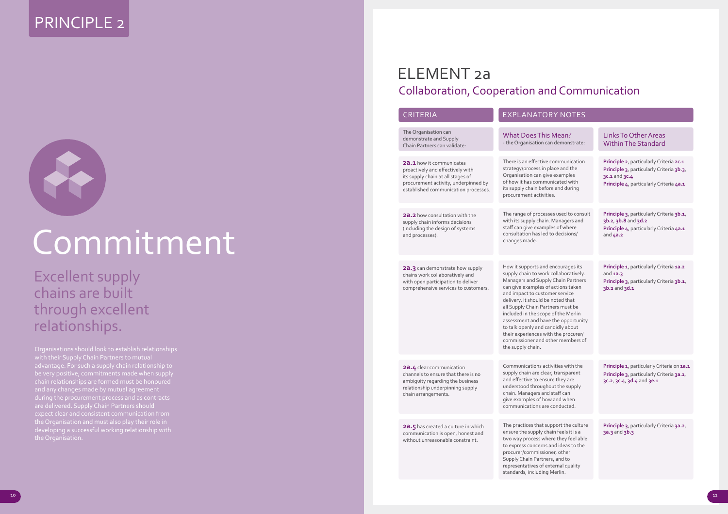# PRINCIPLE 2

# Commitment

## Excellent supply chains are built through excellent relationships.

Organisations should look to establish relationships with their Supply Chain Partners to mutual advantage. For such a supply chain relationship to be very positive, commitments made when supply chain relationships are formed must be honoured and any changes made by mutual agreement during the procurement process and as contracts are delivered. Supply Chain Partners should expect clear and consistent communication from the Organisation and must also play their role in developing a successful working relationship with the Organisation.

# ELEMENT 2a

## Collaboration, Cooperation and Communication

| CRITERIA | EXPLANATORY NOTES | |
|---|---|---|
| The Organisation can demonstrate and Supply Chain Partners can validate: | What Does This Mean? - the Organisation can demonstrate: | Links To Other Areas Within The Standard |
| **2a.1** how it communicates proactively and effectively with its supply chain at all stages of procurement activity, underpinned by established communication processes. | There is an effective communication strategy/process in place and the Organisation can give examples of how it has communicated with its supply chain before and during procurement activities. | **Principle 2**, particularly Criteria **2c.1**<br>**Principle 3**, particularly Criteria **3b.3**, **3c.1** and **3c.4**<br>**Principle 4**, particularly Criteria **4a.1** |
| **2a.2** how consultation with the supply chain informs decisions (including the design of systems and processes). | The range of processes used to consult with its supply chain. Managers and staff can give examples of where consultation has led to decisions/changes made. | **Principle 3**, particularly Criteria **3b.1**, **3b.2**, **3b.8** and **3d.2**<br>**Principle 4**, particularly Criteria **4a.1** and **4a.2** |
| **2a.3** can demonstrate how supply chains work collaboratively and with open participation to deliver comprehensive services to customers. | How it supports and encourages its supply chain to work collaboratively. Managers and Supply Chain Partners can give examples of actions taken and impact to customer service delivery. It should be noted that all Supply Chain Partners must be included in the scope of the Merlin assessment and have the opportunity to talk openly and candidly about their experiences with the procurer/commissioner and other members of the supply chain. | **Principle 1**, particularly Criteria **1a.2** and **1a.3**<br>**Principle 3**, particularly Criteria **3b.1**, **3b.2** and **3d.1** |
| **2a.4** clear communication channels to ensure that there is no ambiguity regarding the business relationship underpinning supply chain arrangements. | Communications activities with the supply chain are clear, transparent and effective to ensure they are understood throughout the supply chain. Managers and staff can give examples of how and when communications are conducted. | **Principle 1**, particularly Criteria on **1a.1**<br>**Principle 3**, particularly Criteria **3a.1**, **3c.2**, **3c.4**, **3d.4** and **3e.1** |
| **2a.5** has created a culture in which communication is open, honest and without unreasonable constraint. | The practices that support the culture ensure the supply chain feels it is a two way process where they feel able to express concerns and ideas to the procurer/commissioner, other Supply Chain Partners, and to representatives of external quality standards, including Merlin. | **Principle 3**, particularly Criteria **3a.2**, **3a.3** and **3b.3** |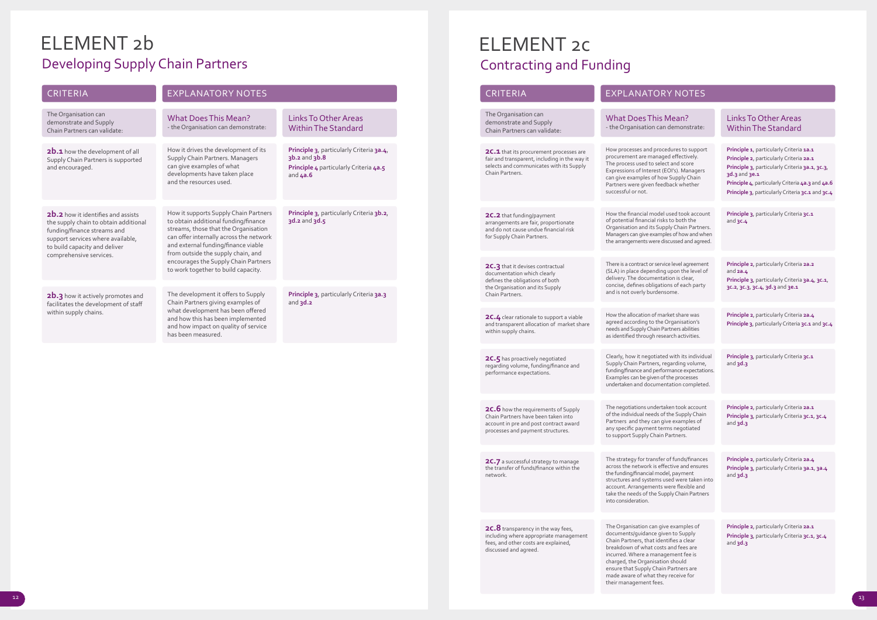# ELEMENT 2b

## Developing Supply Chain Partners

| CRITERIA | EXPLANATORY NOTES | |
|---|---|---|
| The Organisation can demonstrate and Supply Chain Partners can validate: | What Does This Mean? - the Organisation can demonstrate: | Links To Other Areas Within The Standard |
| **2b.1** how the development of all Supply Chain Partners is supported and encouraged. | How it drives the development of its Supply Chain Partners. Managers can give examples of what developments have taken place and the resources used. | **Principle 3**, particularly Criteria **3a.4**, **3b.2** and **3b.8** **Principle 4** particularly Criteria **4a.5** and **4a.6** |
| **2b.2** how it identifies and assists the supply chain to obtain additional funding/finance streams and support services where available, to build capacity and deliver comprehensive services. | How it supports Supply Chain Partners to obtain additional funding/finance streams, those that the Organisation can offer internally across the network and external funding/finance viable from outside the supply chain, and encourages the Supply Chain Partners to work together to build capacity. | **Principle 3**, particularly Criteria **3b.2**, **3d.2** and **3d.5** |
| **2b.3** how it actively promotes and facilitates the development of staff within supply chains. | The development it offers to Supply Chain Partners giving examples of what development has been offered and how this has been implemented and how impact on quality of service has been measured. | **Principle 3**, particularly Criteria **3a.3** and **3d.2** |

# ELEMENT 2c

## Contracting and Funding

| CRITERIA | EXPLANATORY NOTES | |
|---|---|---|
| The Organisation can demonstrate and Supply Chain Partners can validate: | What Does This Mean? - the Organisation can demonstrate: | Links To Other Areas Within The Standard |
| **2c.1** that its procurement processes are fair and transparent, including in the way it selects and communicates with its Supply Chain Partners. | How processes and procedures to support procurement are managed effectively. The process used to select and score Expressions of Interest (EOI's). Managers can give examples of how Supply Chain Partners were given feedback whether successful or not. | **Principle 1**, particularly Criteria **1a.1** **Principle 2**, particularly Criteria **2a.1** **Principle 3**, particularly Criteria **3a.1**, **3c.3**, **3d.3** and **3e.1** **Principle 4**, particularly Criteria **4a.3** and **4a.6** **Principle 3**, particularly Criteria **3c.1** and **3c.4** |
| **2c.2** that funding/payment arrangements are fair, proportionate and do not cause undue financial risk for Supply Chain Partners. | How the financial model used took account of potential financial risks to both the Organisation and its Supply Chain Partners. Managers can give examples of how and when the arrangements were discussed and agreed. | **Principle 3**, particularly Criteria **3c.1** and **3c.4** |
| **2c.3** that it devises contractual documentation which clearly defines the obligations of both the Organisation and its Supply Chain Partners. | There is a contract or service level agreement (SLA) in place depending upon the level of delivery. The documentation is clear, concise, defines obligations of each party and is not overly burdensome. | **Principle 2**, particularly Criteria **2a.2** and **2a.4** **Principle 3**, particularly Criteria **3a.4**, **3c.1**, **3c.2**, **3c.3**, **3c.4**, **3d.3** and **3e.1** |
| **2c.4** clear rationale to support a viable and transparent allocation of market share within supply chains. | How the allocation of market share was agreed according to the Organisation's needs and Supply Chain Partners abilities as identified through research activities. | **Principle 2**, particularly Criteria **2a.4** **Principle 3**, particularly Criteria **3c.1** and **3c.4** |
| **2c.5** has proactively negotiated regarding volume, funding/finance and performance expectations. | Clearly, how it negotiated with its individual Supply Chain Partners, regarding volume, funding/finance and performance expectations. Examples can be given of the processes undertaken and documentation completed. | **Principle 3**, particularly Criteria **3c.1** and **3d.3** |
| **2c.6** how the requirements of Supply Chain Partners have been taken into account in pre and post contract award processes and payment structures. | The negotiations undertaken took account of the individual needs of the Supply Chain Partners and they can give examples of any specific payment terms negotiated to support Supply Chain Partners. | **Principle 2**, particularly Criteria **2a.1** **Principle 3**, particularly Criteria **3c.1**, **3c.4** and **3d.3** |
| **2c.7** a successful strategy to manage the transfer of funds/finance within the network. | The strategy for transfer of funds/finances across the network is effective and ensures the funding/financial model, payment structures and systems used were taken into account. Arrangements were flexible and take the needs of the Supply Chain Partners into consideration. | **Principle 2**, particularly Criteria **2a.4** **Principle 3**, particularly Criteria **3a.1**, **3a.4** and **3d.3** |
| **2c.8** transparency in the way fees, including where appropriate management fees, and other costs are explained, discussed and agreed. | The Organisation can give examples of documents/guidance given to Supply Chain Partners, that identifies a clear breakdown of what costs and fees are incurred. Where a management fee is charged, the Organisation should ensure that Supply Chain Partners are made aware of what they receive for their management fees. | **Principle 2**, particularly Criteria **2a.1** **Principle 3**, particularly Criteria **3c.1**, **3c.4** and **3d.3** |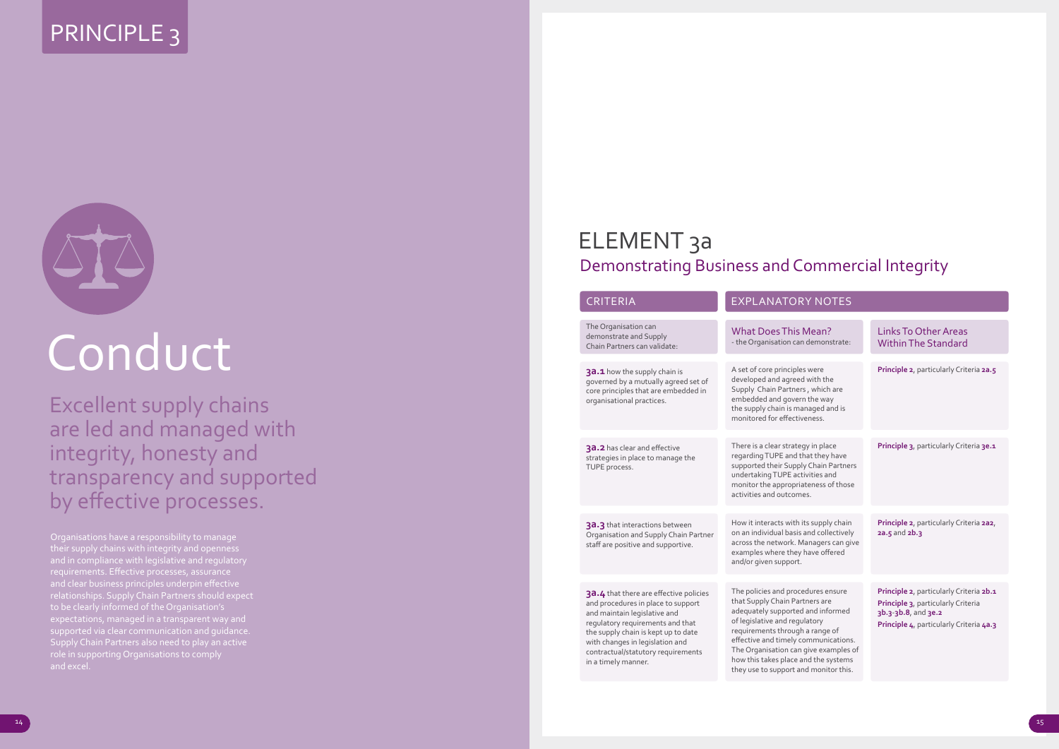# PRINCIPLE 3

# Conduct

## Excellent supply chains are led and managed with integrity, honesty and transparency and supported by effective processes.

Organisations have a responsibility to manage their supply chains with integrity and openness and in compliance with legislative and regulatory requirements. Effective processes, assurance and clear business principles underpin effective relationships. Supply Chain Partners should expect to be clearly informed of the Organisation's expectations, managed in a transparent way and supported via clear communication and guidance. Supply Chain Partners also need to play an active role in supporting Organisations to comply and excel.

# ELEMENT 3a

## Demonstrating Business and Commercial Integrity

| CRITERIA | EXPLANATORY NOTES | |
|---|---|---|
| The Organisation can demonstrate and Supply Chain Partners can validate: | What Does This Mean? - the Organisation can demonstrate: | Links To Other Areas Within The Standard |
| **3a.1** how the supply chain is governed by a mutually agreed set of core principles that are embedded in organisational practices. | A set of core principles were developed and agreed with the Supply Chain Partners , which are embedded and govern the way the supply chain is managed and is monitored for effectiveness. | **Principle 2**, particularly Criteria **2a.5** |
| **3a.2** has clear and effective strategies in place to manage the TUPE process. | There is a clear strategy in place regarding TUPE and that they have supported their Supply Chain Partners undertaking TUPE activities and monitor the appropriateness of those activities and outcomes. | **Principle 3**, particularly Criteria **3e.1** |
| **3a.3** that interactions between Organisation and Supply Chain Partner staff are positive and supportive. | How it interacts with its supply chain on an individual basis and collectively across the network. Managers can give examples where they have offered and/or given support. | **Principle 2**, particularly Criteria **2a2**, **2a.5** and **2b.3** |
| **3a.4** that there are effective policies and procedures in place to support and maintain legislative and regulatory requirements and that the supply chain is kept up to date with changes in legislation and contractual/statutory requirements in a timely manner. | The policies and procedures ensure that Supply Chain Partners are adequately supported and informed of legislative and regulatory requirements through a range of effective and timely communications. The Organisation can give examples of how this takes place and the systems they use to support and monitor this. | **Principle 2**, particularly Criteria **2b.1**<br>**Principle 3**, particularly Criteria **3b.3-3b.8**, and **3e.2**<br>**Principle 4**, particularly Criteria **4a.3** |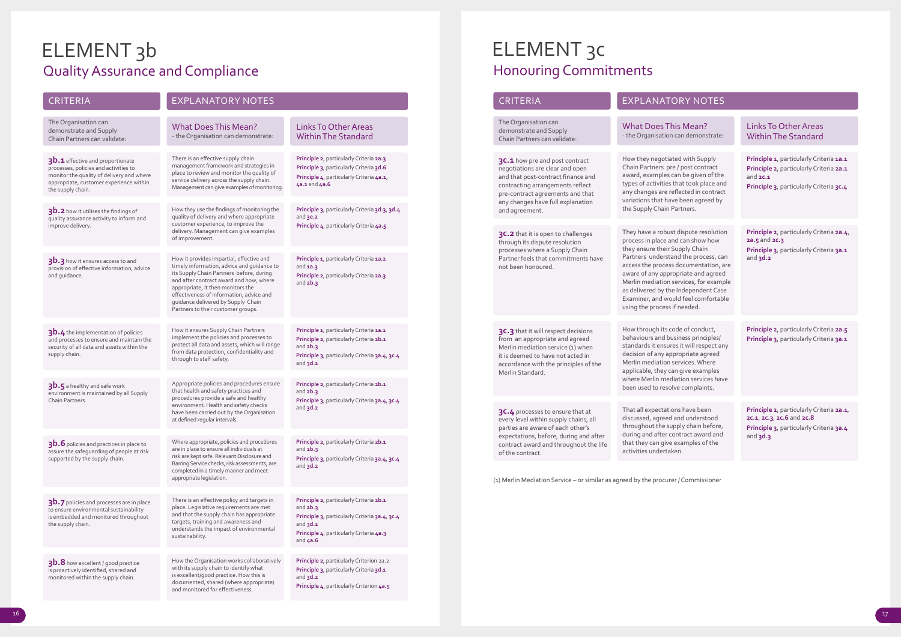# ELEMENT 3b
## Quality Assurance and Compliance

| CRITERIA | EXPLANATORY NOTES | |
|---|---|---|
| The Organisation can demonstrate and Supply Chain Partners can validate: | What Does This Mean? - the Organisation can demonstrate: | Links To Other Areas Within The Standard |
| **3b.1** effective and proportionate processes, policies and activities to monitor the quality of delivery and where appropriate, customer experience within the supply chain. | There is an effective supply chain management framework and strategies in place to review and monitor the quality of service delivery across the supply chain. Management can give examples of monitoring. | **Principle 2**, particularly Criteria **2a.3** **Principle 3**, particularly Criteria **3d.6** **Principle 4**, particularly Criteria **4a.1**, **4a.2** and **4a.6** |
| **3b.2** how it utilises the findings of quality assurance activity to inform and improve delivery. | How they use the findings of monitoring the quality of delivery and where appropriate customer experience, to improve the delivery. Management can give examples of improvement. | **Principle 3**, particularly Criteria **3d.3**, **3d.4** and **3e.2** **Principle 4**, particularly Criteria **4a.5** |
| **3b.3** how it ensures access to and provision of effective information, advice and guidance. | How it provides impartial, effective and timely information, advice and guidance to its Supply Chain Partners before, during and after contract award and how, where appropriate, it then monitors the effectiveness of information, advice and guidance delivered by Supply Chain Partners to their customer groups. | **Principle 1**, particularly Criteria **1a.2** and **1a.3** **Principle 2**, particularly Criteria **2a.3** and **2b.3** |
| **3b.4** the implementation of policies and processes to ensure and maintain the security of all data and assets within the supply chain. | How it ensures Supply Chain Partners implement the policies and processes to protect all data and assets, which will range from data protection, confidentiality and through to staff safety. | **Principle 1**, particularly Criteria **1a.1** **Principle 2**, particularly Criteria **2b.1** and **2b.3** **Principle 3**, particularly Criteria **3a.4**, **3c.4** and **3d.2** |
| **3b.5** a healthy and safe work environment is maintained by all Supply Chain Partners. | Appropriate policies and procedures ensure that health and safety practices and procedures provide a safe and healthy environment. Health and safety checks have been carried out by the Organisation at defined regular intervals. | **Principle 2**, particularly Criteria **2b.1** and **2b.3** **Principle 3**, particularly Criteria **3a.4**, **3c.4** and **3d.2** |
| **3b.6** policies and practices in place to assure the safeguarding of people at risk supported by the supply chain. | Where appropriate, policies and procedures are in place to ensure all individuals at risk are kept safe. Relevant Disclosure and Barring Service checks, risk assessments, are completed in a timely manner and meet appropriate legislation. | **Principle 2**, particularly Criteria **2b.1** and **2b.3** **Principle 3**, particularly Criteria **3a.4**, **3c.4** and **3d.2** |
| **3b.7** policies and processes are in place to ensure environmental sustainability is embedded and monitored throughout the supply chain. | There is an effective policy and targets in place. Legislative requirements are met and that the supply chain has appropriate targets, training and awareness and understands the impact of environmental sustainability. | **Principle 2**, particularly Criteria **2b.1** and **2b.3** **Principle 3**, particularly Criteria **3a.4**, **3c.4** and **3d.2** **Principle 4**, particularly Criteria **4a.3** and **4a.6** |
| **3b.8** how excellent / good practice is proactively identified, shared and monitored within the supply chain. | How the Organisation works collaboratively with its supply chain to identify what is excellent/good practice. How this is documented, shared (where appropriate) and monitored for effectiveness. | **Principle 2**, particularly Criterion 2a.2 **Principle 3**, particularly Criteria **3d.1** and **3d.2** **Principle 4**, particularly Criterion **4a.5** |

# ELEMENT 3c
## Honouring Commitments

| CRITERIA | EXPLANATORY NOTES | |
|---|---|---|
| The Organisation can demonstrate and Supply Chain Partners can validate: | What Does This Mean? - the Organisation can demonstrate: | Links To Other Areas Within The Standard |
| **3c.1** how pre and post contract negotiations are clear and open and that post-contract finance and contracting arrangements reflect pre-contract agreements and that any changes have full explanation and agreement. | How they negotiated with Supply Chain Partners pre / post contract award, examples can be given of the types of activities that took place and any changes are reflected in contract variations that have been agreed by the Supply Chain Partners. | **Principle 1**, particularly Criteria **1a.1** **Principle 2**, particularly Criteria **2a.1** and **2c.1** **Principle 3**, particularly Criteria **3c.4** |
| **3c.2** that it is open to challenges through its dispute resolution processes where a Supply Chain Partner feels that commitments have not been honoured. | They have a robust dispute resolution process in place and can show how they ensure their Supply Chain Partners understand the process, can access the process documentation, are aware of any appropriate and agreed Merlin mediation services, for example as delivered by the Independent Case Examiner, and would feel comfortable using the process if needed. | **Principle 2**, particularly Criteria **2a.4**, **2a.5** and **2c.3** **Principle 3**, particularly Criteria **3a.1** and **3d.2** |
| **3c.3** that it will respect decisions from an appropriate and agreed Merlin mediation service (1) when it is deemed to have not acted in accordance with the principles of the Merlin Standard. | How through its code of conduct, behaviours and business principles/ standards it ensures it will respect any decision of any appropriate agreed Merlin mediation services. Where applicable, they can give examples where Merlin mediation services have been used to resolve complaints. | **Principle 2**, particularly Criteria **2a.5** **Principle 3**, particularly Criteria **3a.1** |
| **3c.4** processes to ensure that at every level within supply chains, all parties are aware of each other's expectations, before, during and after contract award and throughout the life of the contract. | That all expectations have been discussed, agreed and understood throughout the supply chain before, during and after contract award and that they can give examples of the activities undertaken. | **Principle 2**, particularly Criteria **2a.1**, **2c.1**, **2c.3**, **2c.6** and **2c.8** **Principle 3**, particularly Criteria **3a.4** and **3d.3** |

(1) Merlin Mediation Service – or similar as agreed by the procurer / Commissioner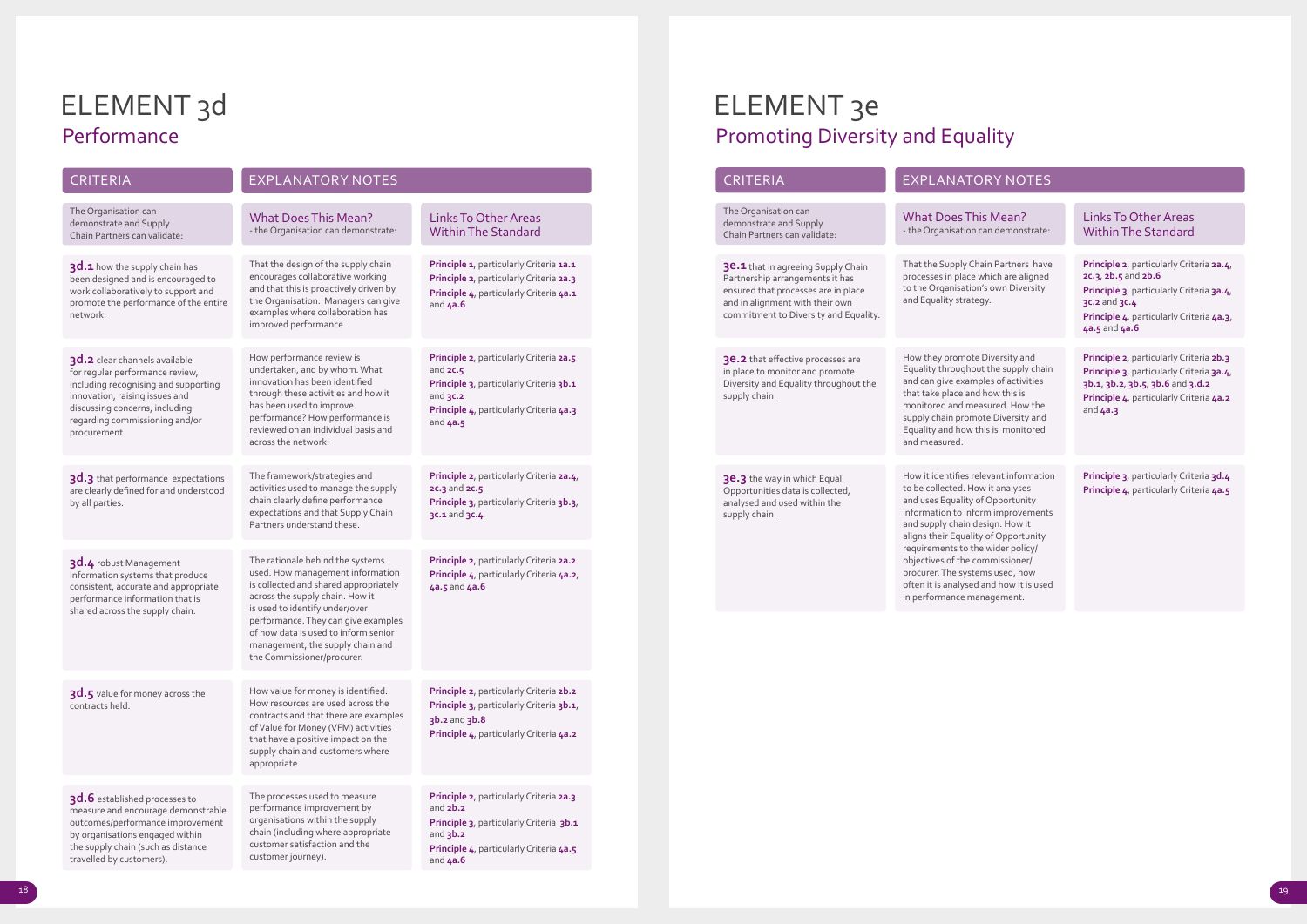# ELEMENT 3d

## Performance

| CRITERIA | EXPLANATORY NOTES | |
|---|---|---|
| The Organisation can demonstrate and Supply Chain Partners can validate: | What Does This Mean? - the Organisation can demonstrate: | Links To Other Areas Within The Standard |
| **3d.1** how the supply chain has been designed and is encouraged to work collaboratively to support and promote the performance of the entire network. | That the design of the supply chain encourages collaborative working and that this is proactively driven by the Organisation. Managers can give examples where collaboration has improved performance | **Principle 1**, particularly Criteria **1a.1**<br>**Principle 2**, particularly Criteria **2a.3**<br>**Principle 4**, particularly Criteria **4a.1** and **4a.6** |
| **3d.2** clear channels available for regular performance review, including recognising and supporting innovation, raising issues and discussing concerns, including regarding commissioning and/or procurement. | How performance review is undertaken, and by whom. What innovation has been identified through these activities and how it has been used to improve performance? How performance is reviewed on an individual basis and across the network. | **Principle 2**, particularly Criteria **2a.5** and **2c.5**<br>**Principle 3**, particularly Criteria **3b.1** and **3c.2**<br>**Principle 4**, particularly Criteria **4a.3** and **4a.5** |
| **3d.3** that performance expectations are clearly defined for and understood by all parties. | The framework/strategies and activities used to manage the supply chain clearly define performance expectations and that Supply Chain Partners understand these. | **Principle 2**, particularly Criteria **2a.4**, **2c.3** and **2c.5**<br>**Principle 3**, particularly Criteria **3b.3**, **3c.1** and **3c.4** |
| **3d.4** robust Management Information systems that produce consistent, accurate and appropriate performance information that is shared across the supply chain. | The rationale behind the systems used. How management information is collected and shared appropriately across the supply chain. How it is used to identify under/over performance. They can give examples of how data is used to inform senior management, the supply chain and the Commissioner/procurer. | **Principle 2**, particularly Criteria **2a.2**<br>**Principle 4**, particularly Criteria **4a.2**, **4a.5** and **4a.6** |
| **3d.5** value for money across the contracts held. | How value for money is identified. How resources are used across the contracts and that there are examples of Value for Money (VFM) activities that have a positive impact on the supply chain and customers where appropriate. | **Principle 2**, particularly Criteria **2b.2**<br>**Principle 3**, particularly Criteria **3b.1**, **3b.2** and **3b.8**<br>**Principle 4**, particularly Criteria **4a.2** |
| **3d.6** established processes to measure and encourage demonstrable outcomes/performance improvement by organisations engaged within the supply chain (such as distance travelled by customers). | The processes used to measure performance improvement by organisations within the supply chain (including where appropriate customer satisfaction and the customer journey). | **Principle 2**, particularly Criteria **2a.3** and **2b.2**<br>**Principle 3**, particularly Criteria **3b.1** and **3b.2**<br>**Principle 4**, particularly Criteria **4a.5** and **4a.6** |

# ELEMENT 3e

## Promoting Diversity and Equality

| CRITERIA | EXPLANATORY NOTES | |
|---|---|---|
| The Organisation can demonstrate and Supply Chain Partners can validate: | What Does This Mean? - the Organisation can demonstrate: | Links To Other Areas Within The Standard |
| **3e.1** that in agreeing Supply Chain Partnership arrangements it has ensured that processes are in place and in alignment with their own commitment to Diversity and Equality. | That the Supply Chain Partners have processes in place which are aligned to the Organisation's own Diversity and Equality strategy. | **Principle 2**, particularly Criteria **2a.4**, **2c.3**, **2b.5** and **2b.6**<br>**Principle 3**, particularly Criteria **3a.4**, **3c.2** and **3c.4**<br>**Principle 4**, particularly Criteria **4a.3**, **4a.5** and **4a.6** |
| **3e.2** that effective processes are in place to monitor and promote Diversity and Equality throughout the supply chain. | How they promote Diversity and Equality throughout the supply chain and can give examples of activities that take place and how this is monitored and measured. How the supply chain promote Diversity and Equality and how this is monitored and measured. | **Principle 2**, particularly Criteria **2b.3**<br>**Principle 3**, particularly Criteria **3a.4**, **3b.1**, **3b.2**, **3b.5**, **3b.6** and **3.d.2**<br>**Principle 4**, particularly Criteria **4a.2** and **4a.3** |
| **3e.3** the way in which Equal Opportunities data is collected, analysed and used within the supply chain. | How it identifies relevant information to be collected. How it analyses and uses Equality of Opportunity information to inform improvements and supply chain design. How it aligns their Equality of Opportunity requirements to the wider policy/objectives of the commissioner/procurer. The systems used, how often it is analysed and how it is used in performance management. | **Principle 3**, particularly Criteria **3d.4**<br>**Principle 4**, particularly Criteria **4a.5** |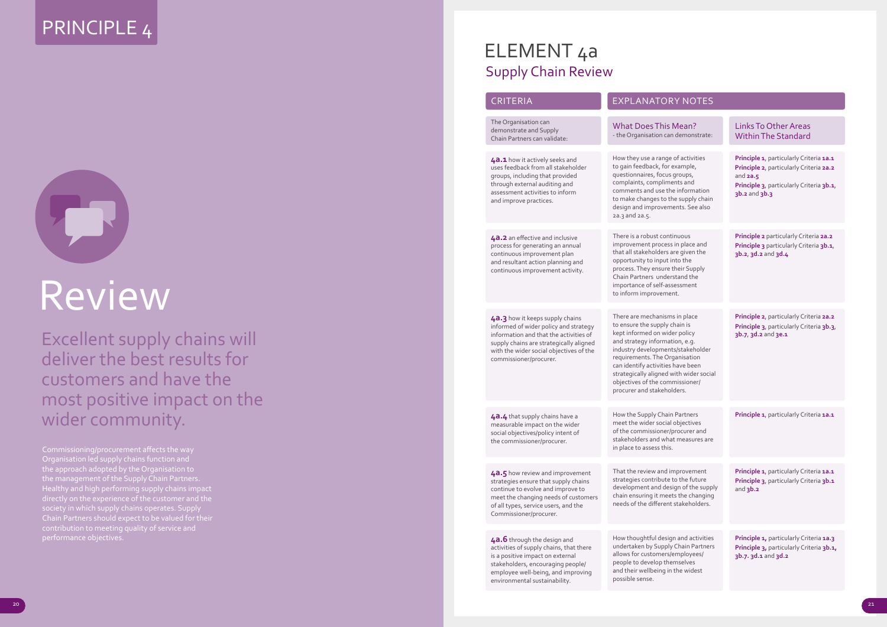# PRINCIPLE 4

# Review

## Excellent supply chains will deliver the best results for customers and have the most positive impact on the wider community.

Commissioning/procurement affects the way Organisation led supply chains function and the approach adopted by the Organisation to the management of the Supply Chain Partners. Healthy and high performing supply chains impact directly on the experience of the customer and the society in which supply chains operates. Supply Chain Partners should expect to be valued for their contribution to meeting quality of service and performance objectives.

# ELEMENT 4a

## Supply Chain Review

| CRITERIA | EXPLANATORY NOTES | |
|---|---|---|
| The Organisation can demonstrate and Supply Chain Partners can validate: | What Does This Mean? - the Organisation can demonstrate: | Links To Other Areas Within The Standard |
| **4a.1** how it actively seeks and uses feedback from all stakeholder groups, including that provided through external auditing and assessment activities to inform and improve practices. | How they use a range of activities to gain feedback, for example, questionnaires, focus groups, complaints, compliments and comments and use the information to make changes to the supply chain design and improvements. See also 2a.3 and 2a.5. | **Principle 1**, particularly Criteria **1a.1** **Principle 2**, particularly Criteria **2a.2** and **2a.5** **Principle 3**, particularly Criteria **3b.1**, **3b.2** and **3b.3** |
| **4a.2** an effective and inclusive process for generating an annual continuous improvement plan and resultant action planning and continuous improvement activity. | There is a robust continuous improvement process in place and that all stakeholders are given the opportunity to input into the process. They ensure their Supply Chain Partners understand the importance of self-assessment to inform improvement. | **Principle 2** particularly Criteria **2a.2** **Principle 3** particularly Criteria **3b.1**, **3b.2**, **3d.2** and **3d.4** |
| **4a.3** how it keeps supply chains informed of wider policy and strategy information and that the activities of supply chains are strategically aligned with the wider social objectives of the commissioner/procurer. | There are mechanisms in place to ensure the supply chain is kept informed on wider policy and strategy information, e.g. industry developments/stakeholder requirements. The Organisation can identify activities have been strategically aligned with wider social objectives of the commissioner/procurer and stakeholders. | **Principle 2**, particularly Criteria **2a.2** **Principle 3**, particularly Criteria **3b.3**, **3b.7**, **3d.2** and **3e.1** |
| **4a.4** that supply chains have a measurable impact on the wider social objectives/policy intent of the commissioner/procurer. | How the Supply Chain Partners meet the wider social objectives of the commissioner/procurer and stakeholders and what measures are in place to assess this. | **Principle 1**, particularly Criteria **1a.1** |
| **4a.5** how review and improvement strategies ensure that supply chains continue to evolve and improve to meet the changing needs of customers of all types, service users, and the Commissioner/procurer. | That the review and improvement strategies contribute to the future development and design of the supply chain ensuring it meets the changing needs of the different stakeholders. | **Principle 1**, particularly Criteria **1a.1** **Principle 3**, particularly Criteria **3b.1** and **3b.2** |
| **4a.6** through the design and activities of supply chains, that there is a positive impact on external stakeholders, encouraging people/employee well-being, and improving environmental sustainability. | How thoughtful design and activities undertaken by Supply Chain Partners allows for customers/employees/people to develop themselves and their wellbeing in the widest possible sense. | **Principle 1,** particularly Criteria **1a.3** **Principle 3,** particularly Criteria **3b.1, 3b.7. 3d.1** and **3d.2** |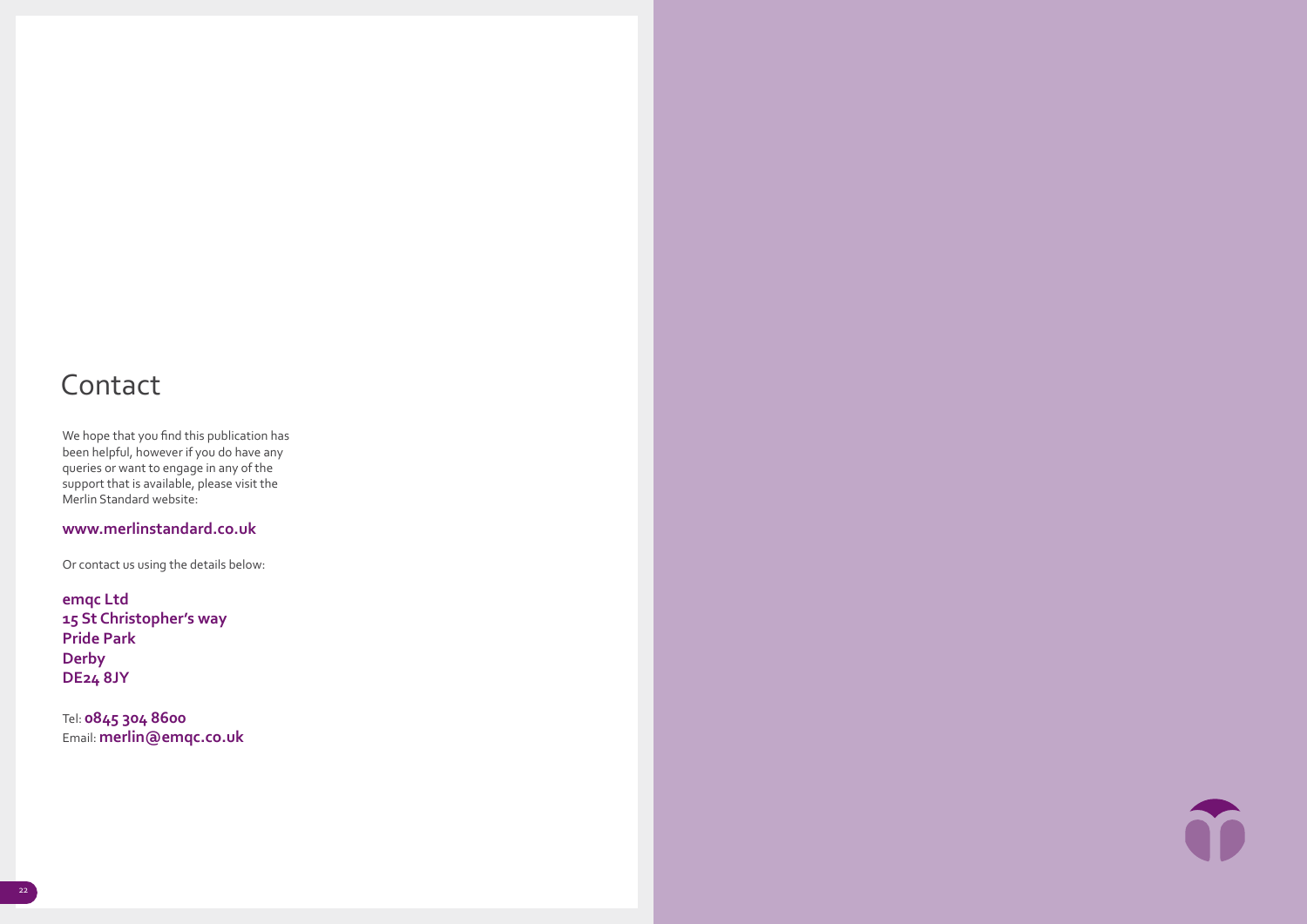# Contact

We hope that you find this publication has been helpful, however if you do have any queries or want to engage in any of the support that is available, please visit the Merlin Standard website:

**www.merlinstandard.co.uk**

Or contact us using the details below:

**emqc Ltd**
**15 St Christopher's way**
**Pride Park**
**Derby**
**DE24 8JY**

Tel: **0845 304 8600**
Email: **merlin@emqc.co.uk**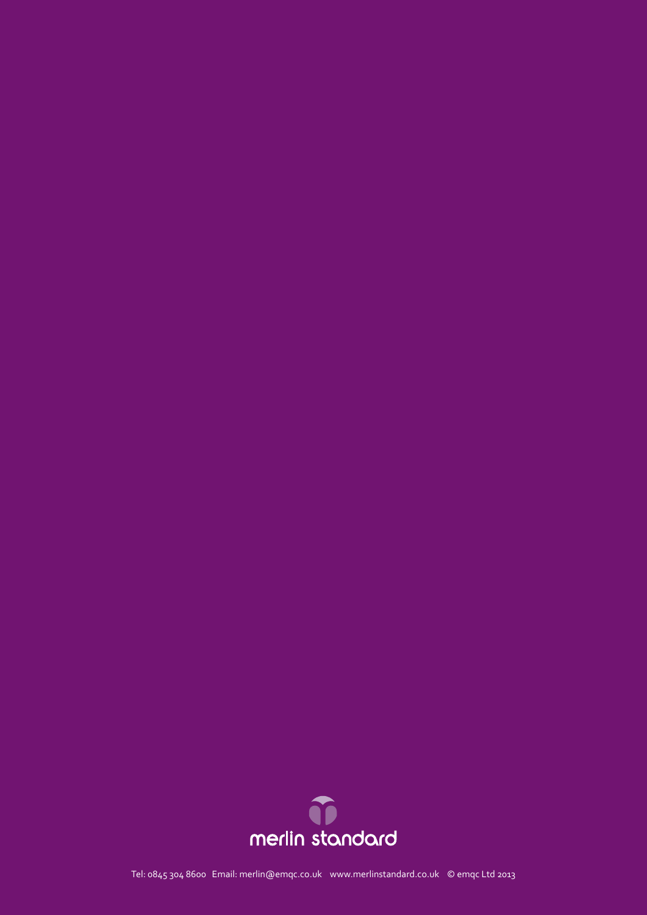merlin standard

Tel: 0845 304 8600 Email: merlin@emqc.co.uk www.merlinstandard.co.uk © emqc Ltd 2013